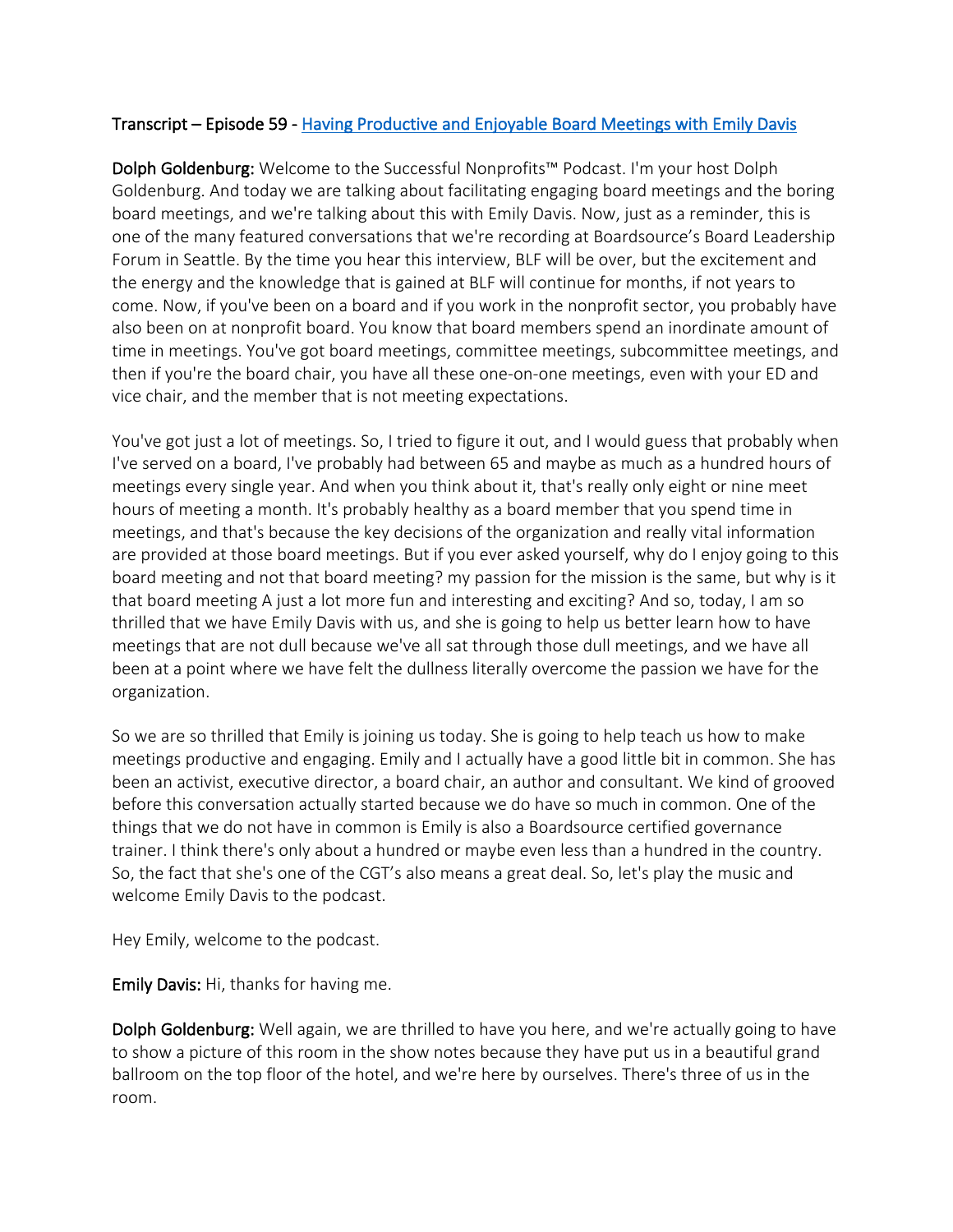Transcript – Episode 59 - Having Productive and Enjoyable Board Meetings with Emily Davis

**Dolph Goldenburg:** Welcome to the Successful Nonprofits™ Podcast. I'm your host Dolph Goldenburg. And today we are talking about facilitating engaging board meetings and the boring board meetings, and we're talking about this with Emily Davis. Now, just as a reminder, this is one of the many featured conversations that we're recording at Boardsource's Board Leadership Forum in Seattle. By the time you hear this interview, BLF will be over, but the excitement and the energy and the knowledge that is gained at BLF will continue for months, if not years to come. Now, if you've been on a board and if you work in the nonprofit sector, you probably have also been on at nonprofit board. You know that board members spend an inordinate amount of time in meetings. You've got board meetings, committee meetings, subcommittee meetings, and then if you're the board chair, you have all these one-on-one meetings, even with your ED and vice chair, and the member that is not meeting expectations.

You've got just a lot of meetings. So, I tried to figure it out, and I would guess that probably when I've served on a board, I've probably had between 65 and maybe as much as a hundred hours of meetings every single year. And when you think about it, that's really only eight or nine meet hours of meeting a month. It's probably healthy as a board member that you spend time in meetings, and that's because the key decisions of the organization and really vital information are provided at those board meetings. But if you ever asked yourself, why do I enjoy going to this board meeting and not that board meeting? my passion for the mission is the same, but why is it that board meeting A just a lot more fun and interesting and exciting? And so, today, I am so thrilled that we have Emily Davis with us, and she is going to help us better learn how to have meetings that are not dull because we've all sat through those dull meetings, and we have all been at a point where we have felt the dullness literally overcome the passion we have for the organization.

So we are so thrilled that Emily is joining us today. She is going to help teach us how to make meetings productive and engaging. Emily and I actually have a good little bit in common. She has been an activist, executive director, a board chair, an author and consultant. We kind of grooved before this conversation actually started because we do have so much in common. One of the things that we do not have in common is Emily is also a Boardsource certified governance trainer. I think there's only about a hundred or maybe even less than a hundred in the country. So, the fact that she's one of the CGT's also means a great deal. So, let's play the music and welcome Emily Davis to the podcast.

Hey Emily, welcome to the podcast.

**Emily Davis:** Hi, thanks for having me.

**Dolph Goldenburg:** Well again, we are thrilled to have you here, and we're actually going to have to show a picture of this room in the show notes because they have put us in a beautiful grand ballroom on the top floor of the hotel, and we're here by ourselves. There's three of us in the room.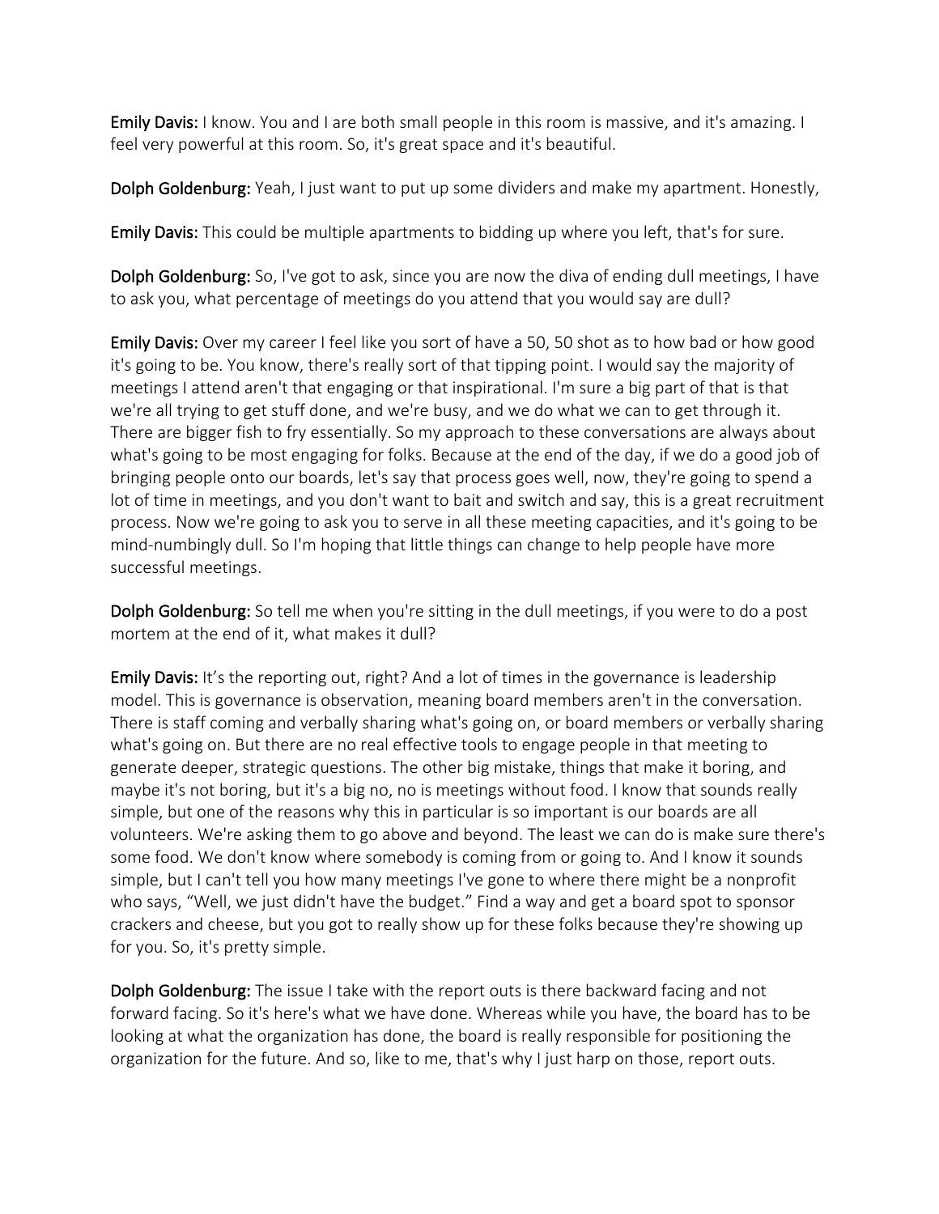**Emily Davis:** I know. You and I are both small people in this room is massive, and it's amazing. I feel very powerful at this room. So, it's great space and it's beautiful.

**Dolph Goldenburg:** Yeah, I just want to put up some dividers and make my apartment. Honestly,

**Emily Davis:** This could be multiple apartments to bidding up where you left, that's for sure.

**Dolph Goldenburg:** So, I've got to ask, since you are now the diva of ending dull meetings, I have to ask you, what percentage of meetings do you attend that you would say are dull?

**Emily Davis:** Over my career I feel like you sort of have a 50, 50 shot as to how bad or how good it's going to be. You know, there's really sort of that tipping point. I would say the majority of meetings I attend aren't that engaging or that inspirational. I'm sure a big part of that is that we're all trying to get stuff done, and we're busy, and we do what we can to get through it. There are bigger fish to fry essentially. So my approach to these conversations are always about what's going to be most engaging for folks. Because at the end of the day, if we do a good job of bringing people onto our boards, let's say that process goes well, now, they're going to spend a lot of time in meetings, and you don't want to bait and switch and say, this is a great recruitment process. Now we're going to ask you to serve in all these meeting capacities, and it's going to be mind-numbingly dull. So I'm hoping that little things can change to help people have more successful meetings.

**Dolph Goldenburg:** So tell me when you're sitting in the dull meetings, if you were to do a post mortem at the end of it, what makes it dull?

**Emily Davis:** It's the reporting out, right? And a lot of times in the governance is leadership model. This is governance is observation, meaning board members aren't in the conversation. There is staff coming and verbally sharing what's going on, or board members or verbally sharing what's going on. But there are no real effective tools to engage people in that meeting to generate deeper, strategic questions. The other big mistake, things that make it boring, and maybe it's not boring, but it's a big no, no is meetings without food. I know that sounds really simple, but one of the reasons why this in particular is so important is our boards are all volunteers. We're asking them to go above and beyond. The least we can do is make sure there's some food. We don't know where somebody is coming from or going to. And I know it sounds simple, but I can't tell you how many meetings I've gone to where there might be a nonprofit who says, "Well, we just didn't have the budget." Find a way and get a board spot to sponsor crackers and cheese, but you got to really show up for these folks because they're showing up for you. So, it's pretty simple.

**Dolph Goldenburg:** The issue I take with the report outs is there backward facing and not forward facing. So it's here's what we have done. Whereas while you have, the board has to be looking at what the organization has done, the board is really responsible for positioning the organization for the future. And so, like to me, that's why I just harp on those, report outs.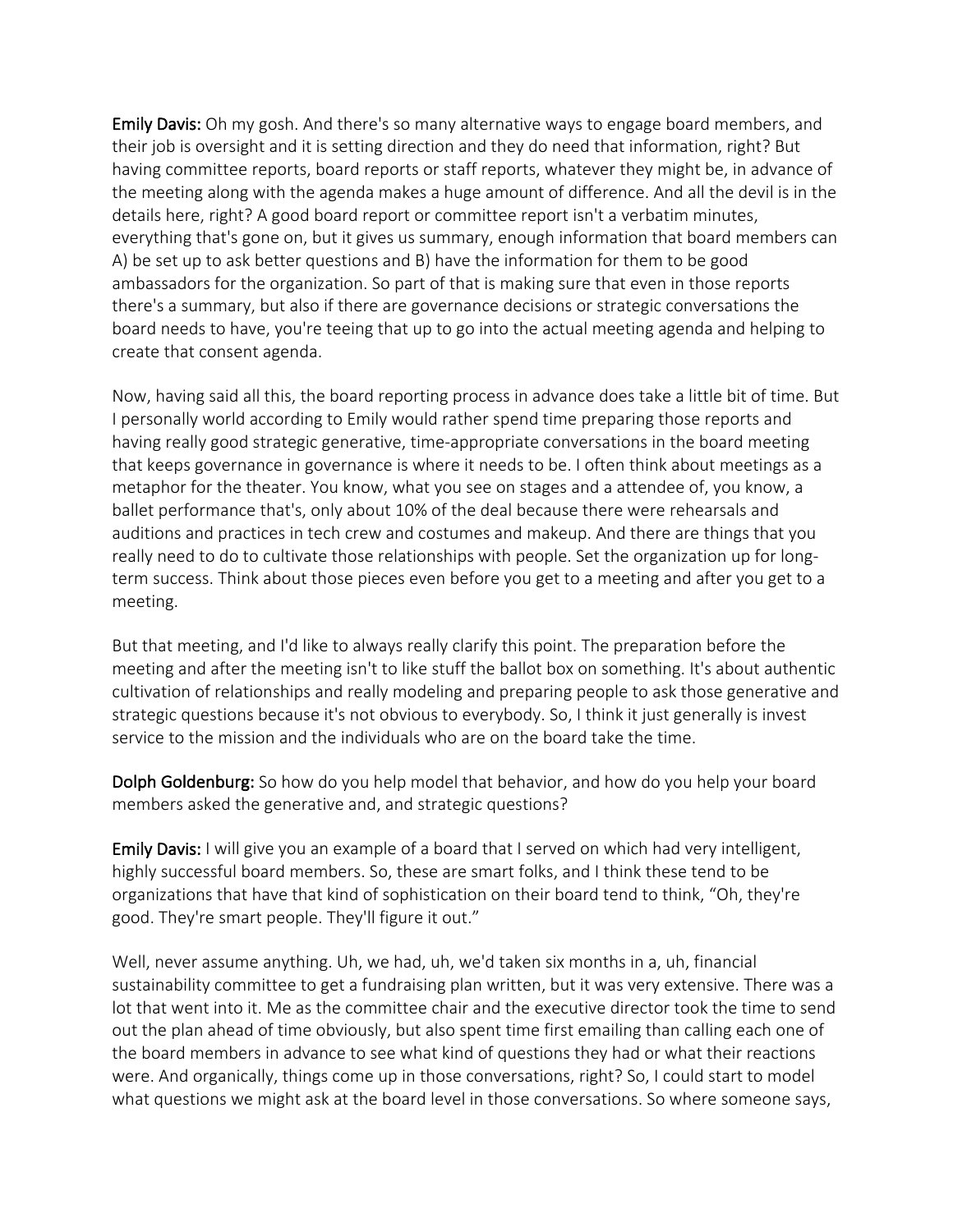**Emily Davis:** Oh my gosh. And there's so many alternative ways to engage board members, and their job is oversight and it is setting direction and they do need that information, right? But having committee reports, board reports or staff reports, whatever they might be, in advance of the meeting along with the agenda makes a huge amount of difference. And all the devil is in the details here, right? A good board report or committee report isn't a verbatim minutes, everything that's gone on, but it gives us summary, enough information that board members can A) be set up to ask better questions and B) have the information for them to be good ambassadors for the organization. So part of that is making sure that even in those reports there's a summary, but also if there are governance decisions or strategic conversations the board needs to have, you're teeing that up to go into the actual meeting agenda and helping to create that consent agenda.

Now, having said all this, the board reporting process in advance does take a little bit of time. But I personally world according to Emily would rather spend time preparing those reports and having really good strategic generative, time-appropriate conversations in the board meeting that keeps governance in governance is where it needs to be. I often think about meetings as a metaphor for the theater. You know, what you see on stages and a attendee of, you know, a ballet performance that's, only about 10% of the deal because there were rehearsals and auditions and practices in tech crew and costumes and makeup. And there are things that you really need to do to cultivate those relationships with people. Set the organization up for long-term success. Think about those pieces even before you get to a meeting and after you get to a meeting.

But that meeting, and I'd like to always really clarify this point. The preparation before the meeting and after the meeting isn't to like stuff the ballot box on something. It's about authentic cultivation of relationships and really modeling and preparing people to ask those generative and strategic questions because it's not obvious to everybody. So, I think it just generally is invest service to the mission and the individuals who are on the board take the time.

**Dolph Goldenburg:** So how do you help model that behavior, and how do you help your board members asked the generative and, and strategic questions?

**Emily Davis:** I will give you an example of a board that I served on which had very intelligent, highly successful board members. So, these are smart folks, and I think these tend to be organizations that have that kind of sophistication on their board tend to think, "Oh, they're good. They're smart people. They'll figure it out."

Well, never assume anything. Uh, we had, uh, we'd taken six months in a, uh, financial sustainability committee to get a fundraising plan written, but it was very extensive. There was a lot that went into it. Me as the committee chair and the executive director took the time to send out the plan ahead of time obviously, but also spent time first emailing than calling each one of the board members in advance to see what kind of questions they had or what their reactions were. And organically, things come up in those conversations, right? So, I could start to model what questions we might ask at the board level in those conversations. So where someone says,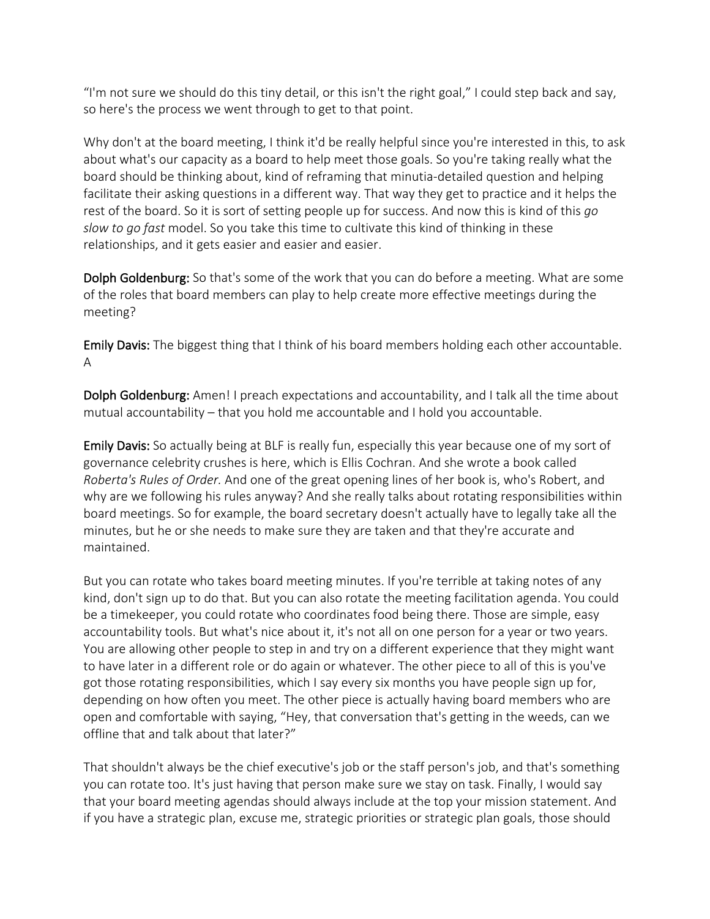"I'm not sure we should do this tiny detail, or this isn't the right goal," I could step back and say, so here's the process we went through to get to that point.

Why don't at the board meeting, I think it'd be really helpful since you're interested in this, to ask about what's our capacity as a board to help meet those goals. So you're taking really what the board should be thinking about, kind of reframing that minutia-detailed question and helping facilitate their asking questions in a different way. That way they get to practice and it helps the rest of the board. So it is sort of setting people up for success. And now this is kind of this *go slow to go fast* model. So you take this time to cultivate this kind of thinking in these relationships, and it gets easier and easier and easier.

**Dolph Goldenburg:** So that's some of the work that you can do before a meeting. What are some of the roles that board members can play to help create more effective meetings during the meeting?

**Emily Davis:** The biggest thing that I think of his board members holding each other accountable. A

**Dolph Goldenburg:** Amen! I preach expectations and accountability, and I talk all the time about mutual accountability – that you hold me accountable and I hold you accountable.

**Emily Davis:** So actually being at BLF is really fun, especially this year because one of my sort of governance celebrity crushes is here, which is Ellis Cochran. And she wrote a book called *Roberta's Rules of Order.* And one of the great opening lines of her book is, who's Robert, and why are we following his rules anyway? And she really talks about rotating responsibilities within board meetings. So for example, the board secretary doesn't actually have to legally take all the minutes, but he or she needs to make sure they are taken and that they're accurate and maintained.

But you can rotate who takes board meeting minutes. If you're terrible at taking notes of any kind, don't sign up to do that. But you can also rotate the meeting facilitation agenda. You could be a timekeeper, you could rotate who coordinates food being there. Those are simple, easy accountability tools. But what's nice about it, it's not all on one person for a year or two years. You are allowing other people to step in and try on a different experience that they might want to have later in a different role or do again or whatever. The other piece to all of this is you've got those rotating responsibilities, which I say every six months you have people sign up for, depending on how often you meet. The other piece is actually having board members who are open and comfortable with saying, "Hey, that conversation that's getting in the weeds, can we offline that and talk about that later?"

That shouldn't always be the chief executive's job or the staff person's job, and that's something you can rotate too. It's just having that person make sure we stay on task. Finally, I would say that your board meeting agendas should always include at the top your mission statement. And if you have a strategic plan, excuse me, strategic priorities or strategic plan goals, those should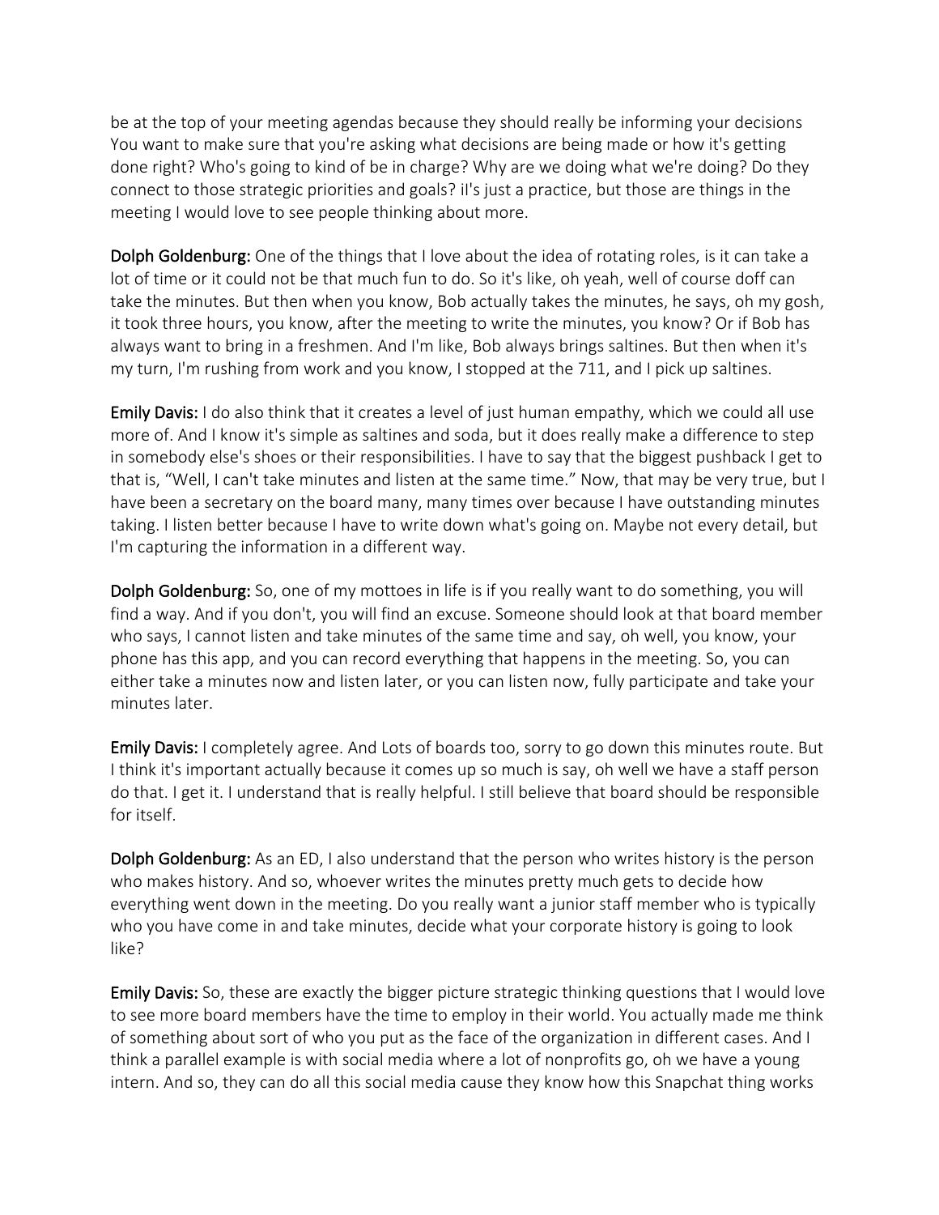be at the top of your meeting agendas because they should really be informing your decisions You want to make sure that you're asking what decisions are being made or how it's getting done right? Who's going to kind of be in charge? Why are we doing what we're doing? Do they connect to those strategic priorities and goals? il's just a practice, but those are things in the meeting I would love to see people thinking about more.

**Dolph Goldenburg:** One of the things that I love about the idea of rotating roles, is it can take a lot of time or it could not be that much fun to do. So it's like, oh yeah, well of course doff can take the minutes. But then when you know, Bob actually takes the minutes, he says, oh my gosh, it took three hours, you know, after the meeting to write the minutes, you know? Or if Bob has always want to bring in a freshmen. And I'm like, Bob always brings saltines. But then when it's my turn, I'm rushing from work and you know, I stopped at the 711, and I pick up saltines.

**Emily Davis:** I do also think that it creates a level of just human empathy, which we could all use more of. And I know it's simple as saltines and soda, but it does really make a difference to step in somebody else's shoes or their responsibilities. I have to say that the biggest pushback I get to that is, "Well, I can't take minutes and listen at the same time." Now, that may be very true, but I have been a secretary on the board many, many times over because I have outstanding minutes taking. I listen better because I have to write down what's going on. Maybe not every detail, but I'm capturing the information in a different way.

**Dolph Goldenburg:** So, one of my mottoes in life is if you really want to do something, you will find a way. And if you don't, you will find an excuse. Someone should look at that board member who says, I cannot listen and take minutes of the same time and say, oh well, you know, your phone has this app, and you can record everything that happens in the meeting. So, you can either take a minutes now and listen later, or you can listen now, fully participate and take your minutes later.

**Emily Davis:** I completely agree. And Lots of boards too, sorry to go down this minutes route. But I think it's important actually because it comes up so much is say, oh well we have a staff person do that. I get it. I understand that is really helpful. I still believe that board should be responsible for itself.

**Dolph Goldenburg:** As an ED, I also understand that the person who writes history is the person who makes history. And so, whoever writes the minutes pretty much gets to decide how everything went down in the meeting. Do you really want a junior staff member who is typically who you have come in and take minutes, decide what your corporate history is going to look like?

**Emily Davis:** So, these are exactly the bigger picture strategic thinking questions that I would love to see more board members have the time to employ in their world. You actually made me think of something about sort of who you put as the face of the organization in different cases. And I think a parallel example is with social media where a lot of nonprofits go, oh we have a young intern. And so, they can do all this social media cause they know how this Snapchat thing works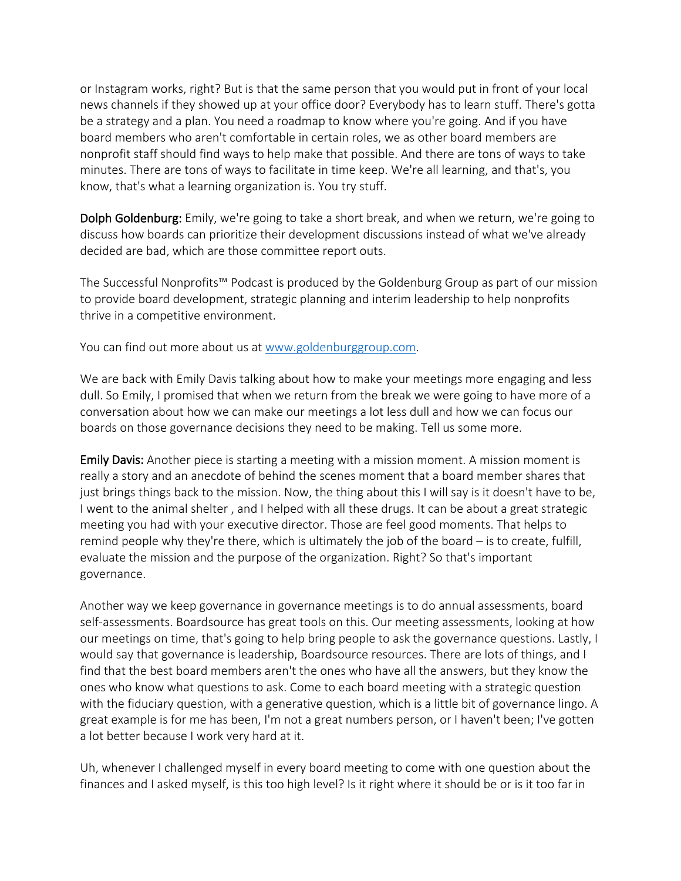or Instagram works, right? But is that the same person that you would put in front of your local news channels if they showed up at your office door? Everybody has to learn stuff. There's gotta be a strategy and a plan. You need a roadmap to know where you're going. And if you have board members who aren't comfortable in certain roles, we as other board members are nonprofit staff should find ways to help make that possible. And there are tons of ways to take minutes. There are tons of ways to facilitate in time keep. We're all learning, and that's, you know, that's what a learning organization is. You try stuff.

**Dolph Goldenburg:** Emily, we're going to take a short break, and when we return, we're going to discuss how boards can prioritize their development discussions instead of what we've already decided are bad, which are those committee report outs.

The Successful Nonprofits™ Podcast is produced by the Goldenburg Group as part of our mission to provide board development, strategic planning and interim leadership to help nonprofits thrive in a competitive environment.

You can find out more about us at [www.goldenburggroup.com](http://www.goldenburggroup.com).

We are back with Emily Davis talking about how to make your meetings more engaging and less dull. So Emily, I promised that when we return from the break we were going to have more of a conversation about how we can make our meetings a lot less dull and how we can focus our boards on those governance decisions they need to be making. Tell us some more.

**Emily Davis:** Another piece is starting a meeting with a mission moment. A mission moment is really a story and an anecdote of behind the scenes moment that a board member shares that just brings things back to the mission. Now, the thing about this I will say is it doesn't have to be, I went to the animal shelter , and I helped with all these drugs. It can be about a great strategic meeting you had with your executive director. Those are feel good moments. That helps to remind people why they're there, which is ultimately the job of the board – is to create, fulfill, evaluate the mission and the purpose of the organization. Right? So that's important governance.

Another way we keep governance in governance meetings is to do annual assessments, board self-assessments. Boardsource has great tools on this. Our meeting assessments, looking at how our meetings on time, that's going to help bring people to ask the governance questions. Lastly, I would say that governance is leadership, Boardsource resources. There are lots of things, and I find that the best board members aren't the ones who have all the answers, but they know the ones who know what questions to ask. Come to each board meeting with a strategic question with the fiduciary question, with a generative question, which is a little bit of governance lingo. A great example is for me has been, I'm not a great numbers person, or I haven't been; I've gotten a lot better because I work very hard at it.

Uh, whenever I challenged myself in every board meeting to come with one question about the finances and I asked myself, is this too high level? Is it right where it should be or is it too far in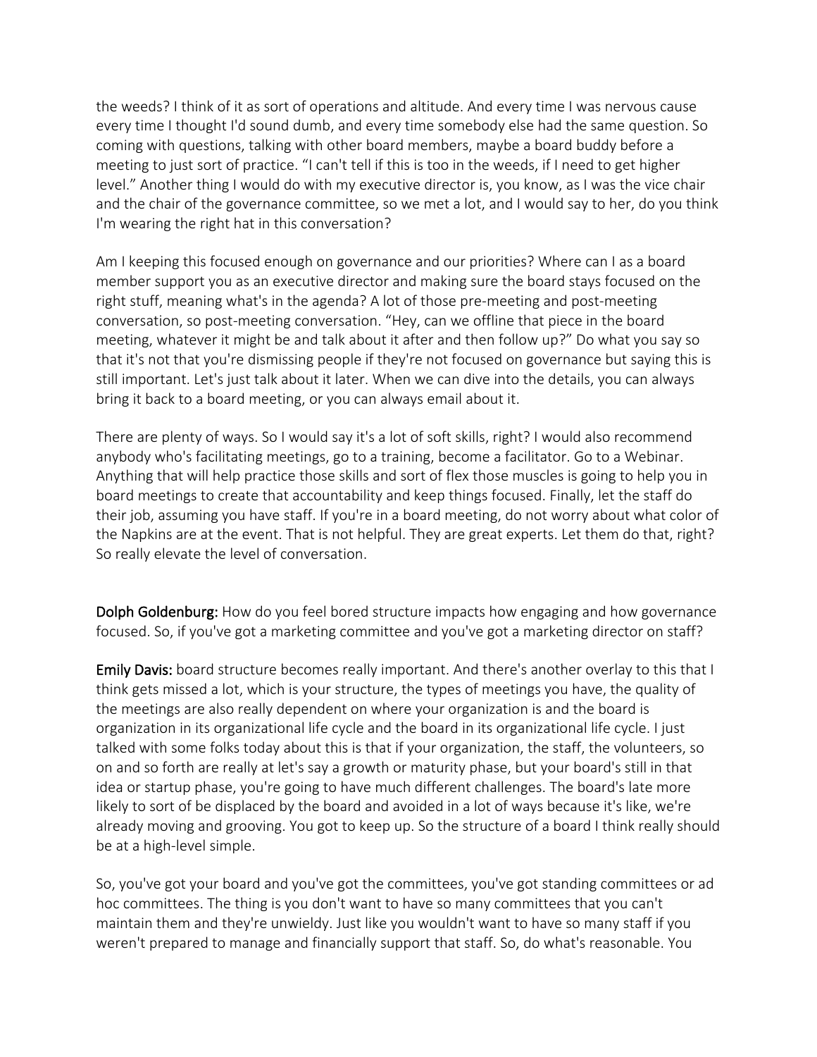the weeds? I think of it as sort of operations and altitude. And every time I was nervous cause every time I thought I'd sound dumb, and every time somebody else had the same question. So coming with questions, talking with other board members, maybe a board buddy before a meeting to just sort of practice. "I can't tell if this is too in the weeds, if I need to get higher level." Another thing I would do with my executive director is, you know, as I was the vice chair and the chair of the governance committee, so we met a lot, and I would say to her, do you think I'm wearing the right hat in this conversation?

Am I keeping this focused enough on governance and our priorities? Where can I as a board member support you as an executive director and making sure the board stays focused on the right stuff, meaning what's in the agenda? A lot of those pre-meeting and post-meeting conversation, so post-meeting conversation. "Hey, can we offline that piece in the board meeting, whatever it might be and talk about it after and then follow up?" Do what you say so that it's not that you're dismissing people if they're not focused on governance but saying this is still important. Let's just talk about it later. When we can dive into the details, you can always bring it back to a board meeting, or you can always email about it.

There are plenty of ways. So I would say it's a lot of soft skills, right? I would also recommend anybody who's facilitating meetings, go to a training, become a facilitator. Go to a Webinar. Anything that will help practice those skills and sort of flex those muscles is going to help you in board meetings to create that accountability and keep things focused. Finally, let the staff do their job, assuming you have staff. If you're in a board meeting, do not worry about what color of the Napkins are at the event. That is not helpful. They are great experts. Let them do that, right? So really elevate the level of conversation.

**Dolph Goldenburg:** How do you feel bored structure impacts how engaging and how governance focused. So, if you've got a marketing committee and you've got a marketing director on staff?

**Emily Davis:** board structure becomes really important. And there's another overlay to this that I think gets missed a lot, which is your structure, the types of meetings you have, the quality of the meetings are also really dependent on where your organization is and the board is organization in its organizational life cycle and the board in its organizational life cycle. I just talked with some folks today about this is that if your organization, the staff, the volunteers, so on and so forth are really at let's say a growth or maturity phase, but your board's still in that idea or startup phase, you're going to have much different challenges. The board's late more likely to sort of be displaced by the board and avoided in a lot of ways because it's like, we're already moving and grooving. You got to keep up. So the structure of a board I think really should be at a high-level simple.

So, you've got your board and you've got the committees, you've got standing committees or ad hoc committees. The thing is you don't want to have so many committees that you can't maintain them and they're unwieldy. Just like you wouldn't want to have so many staff if you weren't prepared to manage and financially support that staff. So, do what's reasonable. You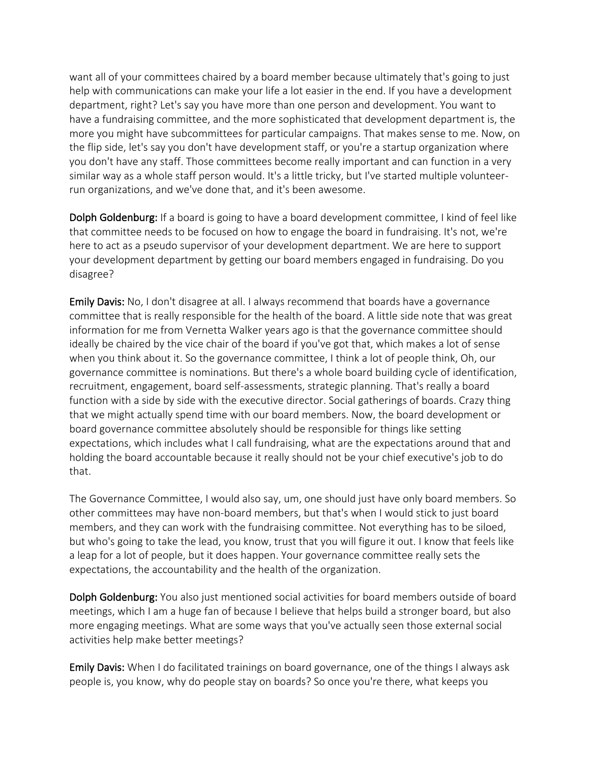want all of your committees chaired by a board member because ultimately that's going to just help with communications can make your life a lot easier in the end. If you have a development department, right? Let's say you have more than one person and development. You want to have a fundraising committee, and the more sophisticated that development department is, the more you might have subcommittees for particular campaigns. That makes sense to me. Now, on the flip side, let's say you don't have development staff, or you're a startup organization where you don't have any staff. Those committees become really important and can function in a very similar way as a whole staff person would. It's a little tricky, but I've started multiple volunteer-run organizations, and we've done that, and it's been awesome.

**Dolph Goldenburg:** If a board is going to have a board development committee, I kind of feel like that committee needs to be focused on how to engage the board in fundraising. It's not, we're here to act as a pseudo supervisor of your development department. We are here to support your development department by getting our board members engaged in fundraising. Do you disagree?

**Emily Davis:** No, I don't disagree at all. I always recommend that boards have a governance committee that is really responsible for the health of the board. A little side note that was great information for me from Vernetta Walker years ago is that the governance committee should ideally be chaired by the vice chair of the board if you've got that, which makes a lot of sense when you think about it. So the governance committee, I think a lot of people think, Oh, our governance committee is nominations. But there's a whole board building cycle of identification, recruitment, engagement, board self-assessments, strategic planning. That's really a board function with a side by side with the executive director. Social gatherings of boards. Crazy thing that we might actually spend time with our board members. Now, the board development or board governance committee absolutely should be responsible for things like setting expectations, which includes what I call fundraising, what are the expectations around that and holding the board accountable because it really should not be your chief executive's job to do that.

The Governance Committee, I would also say, um, one should just have only board members. So other committees may have non-board members, but that's when I would stick to just board members, and they can work with the fundraising committee. Not everything has to be siloed, but who's going to take the lead, you know, trust that you will figure it out. I know that feels like a leap for a lot of people, but it does happen. Your governance committee really sets the expectations, the accountability and the health of the organization.

**Dolph Goldenburg:** You also just mentioned social activities for board members outside of board meetings, which I am a huge fan of because I believe that helps build a stronger board, but also more engaging meetings. What are some ways that you've actually seen those external social activities help make better meetings?

**Emily Davis:** When I do facilitated trainings on board governance, one of the things I always ask people is, you know, why do people stay on boards? So once you're there, what keeps you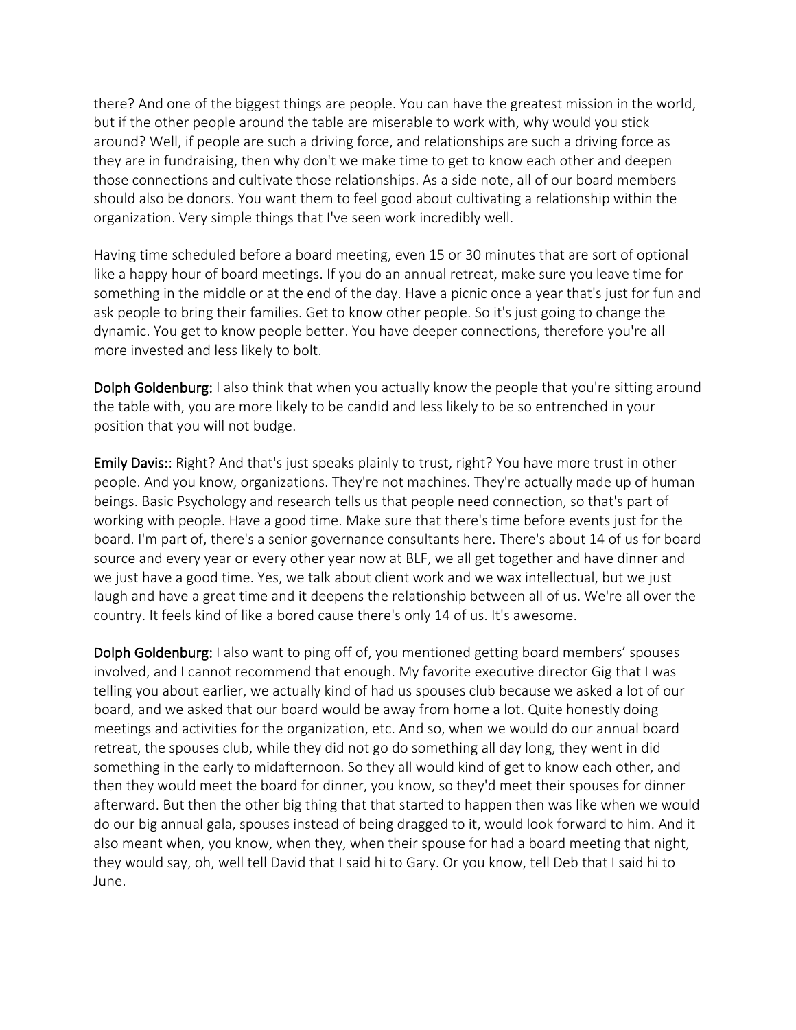there? And one of the biggest things are people. You can have the greatest mission in the world, but if the other people around the table are miserable to work with, why would you stick around? Well, if people are such a driving force, and relationships are such a driving force as they are in fundraising, then why don't we make time to get to know each other and deepen those connections and cultivate those relationships. As a side note, all of our board members should also be donors. You want them to feel good about cultivating a relationship within the organization. Very simple things that I've seen work incredibly well.

Having time scheduled before a board meeting, even 15 or 30 minutes that are sort of optional like a happy hour of board meetings. If you do an annual retreat, make sure you leave time for something in the middle or at the end of the day. Have a picnic once a year that's just for fun and ask people to bring their families. Get to know other people. So it's just going to change the dynamic. You get to know people better. You have deeper connections, therefore you're all more invested and less likely to bolt.

**Dolph Goldenburg:** I also think that when you actually know the people that you're sitting around the table with, you are more likely to be candid and less likely to be so entrenched in your position that you will not budge.

**Emily Davis::** Right? And that's just speaks plainly to trust, right? You have more trust in other people. And you know, organizations. They're not machines. They're actually made up of human beings. Basic Psychology and research tells us that people need connection, so that's part of working with people. Have a good time. Make sure that there's time before events just for the board. I'm part of, there's a senior governance consultants here. There's about 14 of us for board source and every year or every other year now at BLF, we all get together and have dinner and we just have a good time. Yes, we talk about client work and we wax intellectual, but we just laugh and have a great time and it deepens the relationship between all of us. We're all over the country. It feels kind of like a bored cause there's only 14 of us. It's awesome.

**Dolph Goldenburg:** I also want to ping off of, you mentioned getting board members' spouses involved, and I cannot recommend that enough. My favorite executive director Gig that I was telling you about earlier, we actually kind of had us spouses club because we asked a lot of our board, and we asked that our board would be away from home a lot. Quite honestly doing meetings and activities for the organization, etc. And so, when we would do our annual board retreat, the spouses club, while they did not go do something all day long, they went in did something in the early to midafternoon. So they all would kind of get to know each other, and then they would meet the board for dinner, you know, so they'd meet their spouses for dinner afterward. But then the other big thing that that started to happen then was like when we would do our big annual gala, spouses instead of being dragged to it, would look forward to him. And it also meant when, you know, when they, when their spouse for had a board meeting that night, they would say, oh, well tell David that I said hi to Gary. Or you know, tell Deb that I said hi to June.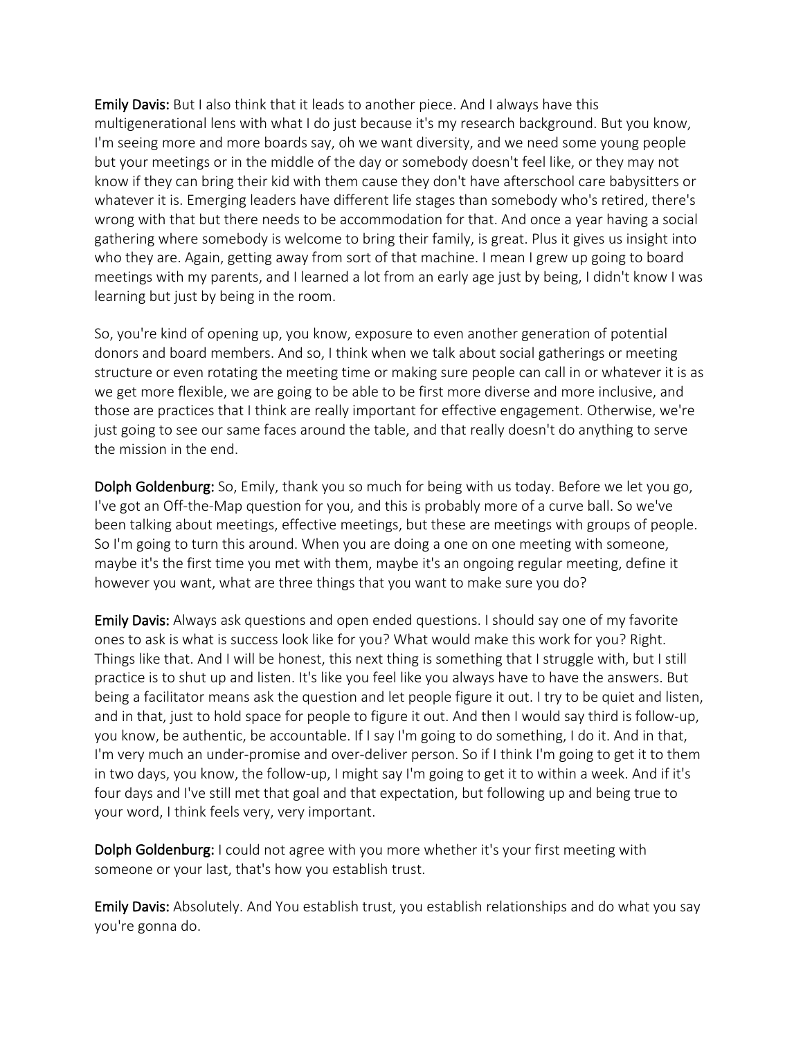**Emily Davis:** But I also think that it leads to another piece. And I always have this multigenerational lens with what I do just because it's my research background. But you know, I'm seeing more and more boards say, oh we want diversity, and we need some young people but your meetings or in the middle of the day or somebody doesn't feel like, or they may not know if they can bring their kid with them cause they don't have afterschool care babysitters or whatever it is. Emerging leaders have different life stages than somebody who's retired, there's wrong with that but there needs to be accommodation for that. And once a year having a social gathering where somebody is welcome to bring their family, is great. Plus it gives us insight into who they are. Again, getting away from sort of that machine. I mean I grew up going to board meetings with my parents, and I learned a lot from an early age just by being, I didn't know I was learning but just by being in the room.

So, you're kind of opening up, you know, exposure to even another generation of potential donors and board members. And so, I think when we talk about social gatherings or meeting structure or even rotating the meeting time or making sure people can call in or whatever it is as we get more flexible, we are going to be able to be first more diverse and more inclusive, and those are practices that I think are really important for effective engagement. Otherwise, we're just going to see our same faces around the table, and that really doesn't do anything to serve the mission in the end.

**Dolph Goldenburg:** So, Emily, thank you so much for being with us today. Before we let you go, I've got an Off-the-Map question for you, and this is probably more of a curve ball. So we've been talking about meetings, effective meetings, but these are meetings with groups of people. So I'm going to turn this around. When you are doing a one on one meeting with someone, maybe it's the first time you met with them, maybe it's an ongoing regular meeting, define it however you want, what are three things that you want to make sure you do?

**Emily Davis:** Always ask questions and open ended questions. I should say one of my favorite ones to ask is what is success look like for you? What would make this work for you? Right. Things like that. And I will be honest, this next thing is something that I struggle with, but I still practice is to shut up and listen. It's like you feel like you always have to have the answers. But being a facilitator means ask the question and let people figure it out. I try to be quiet and listen, and in that, just to hold space for people to figure it out. And then I would say third is follow-up, you know, be authentic, be accountable. If I say I'm going to do something, I do it. And in that, I'm very much an under-promise and over-deliver person. So if I think I'm going to get it to them in two days, you know, the follow-up, I might say I'm going to get it to within a week. And if it's four days and I've still met that goal and that expectation, but following up and being true to your word, I think feels very, very important.

**Dolph Goldenburg:** I could not agree with you more whether it's your first meeting with someone or your last, that's how you establish trust.

**Emily Davis:** Absolutely. And You establish trust, you establish relationships and do what you say you're gonna do.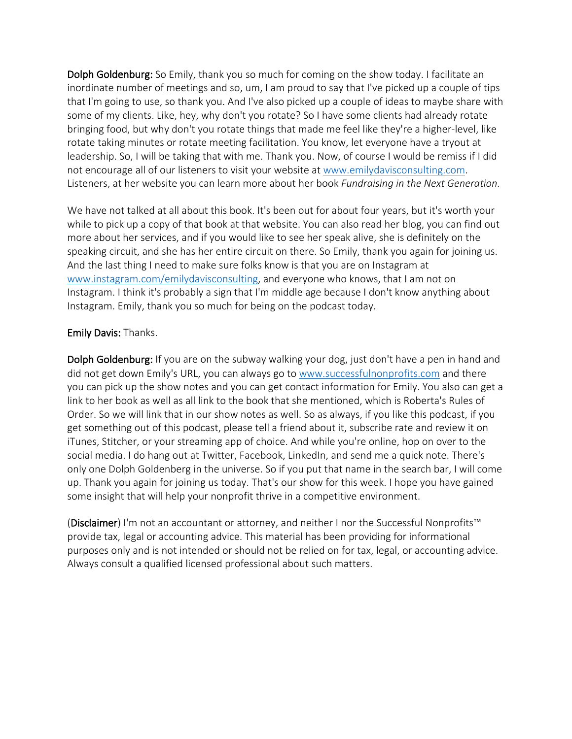**Dolph Goldenburg:** So Emily, thank you so much for coming on the show today. I facilitate an inordinate number of meetings and so, um, I am proud to say that I've picked up a couple of tips that I'm going to use, so thank you. And I've also picked up a couple of ideas to maybe share with some of my clients. Like, hey, why don't you rotate? So I have some clients had already rotate bringing food, but why don't you rotate things that made me feel like they're a higher-level, like rotate taking minutes or rotate meeting facilitation. You know, let everyone have a tryout at leadership. So, I will be taking that with me. Thank you. Now, of course I would be remiss if I did not encourage all of our listeners to visit your website at [www.emilydavisconsulting.com](http://www.emilydavisconsulting.com). Listeners, at her website you can learn more about her book *Fundraising in the Next Generation.*

We have not talked at all about this book. It's been out for about four years, but it's worth your while to pick up a copy of that book at that website. You can also read her blog, you can find out more about her services, and if you would like to see her speak alive, she is definitely on the speaking circuit, and she has her entire circuit on there. So Emily, thank you again for joining us. And the last thing I need to make sure folks know is that you are on Instagram at [www.instagram.com/emilydavisconsulting](http://www.instagram.com/emilydavisconsulting), and everyone who knows, that I am not on Instagram. I think it's probably a sign that I'm middle age because I don't know anything about Instagram. Emily, thank you so much for being on the podcast today.

**Emily Davis:** Thanks.

**Dolph Goldenburg:** If you are on the subway walking your dog, just don't have a pen in hand and did not get down Emily's URL, you can always go to [www.successfulnonprofits.com](http://www.successfulnonprofits.com) and there you can pick up the show notes and you can get contact information for Emily. You also can get a link to her book as well as all link to the book that she mentioned, which is Roberta's Rules of Order. So we will link that in our show notes as well. So as always, if you like this podcast, if you get something out of this podcast, please tell a friend about it, subscribe rate and review it on iTunes, Stitcher, or your streaming app of choice. And while you're online, hop on over to the social media. I do hang out at Twitter, Facebook, LinkedIn, and send me a quick note. There's only one Dolph Goldenberg in the universe. So if you put that name in the search bar, I will come up. Thank you again for joining us today. That's our show for this week. I hope you have gained some insight that will help your nonprofit thrive in a competitive environment.

(**Disclaimer**) I'm not an accountant or attorney, and neither I nor the Successful Nonprofits™ provide tax, legal or accounting advice. This material has been providing for informational purposes only and is not intended or should not be relied on for tax, legal, or accounting advice. Always consult a qualified licensed professional about such matters.